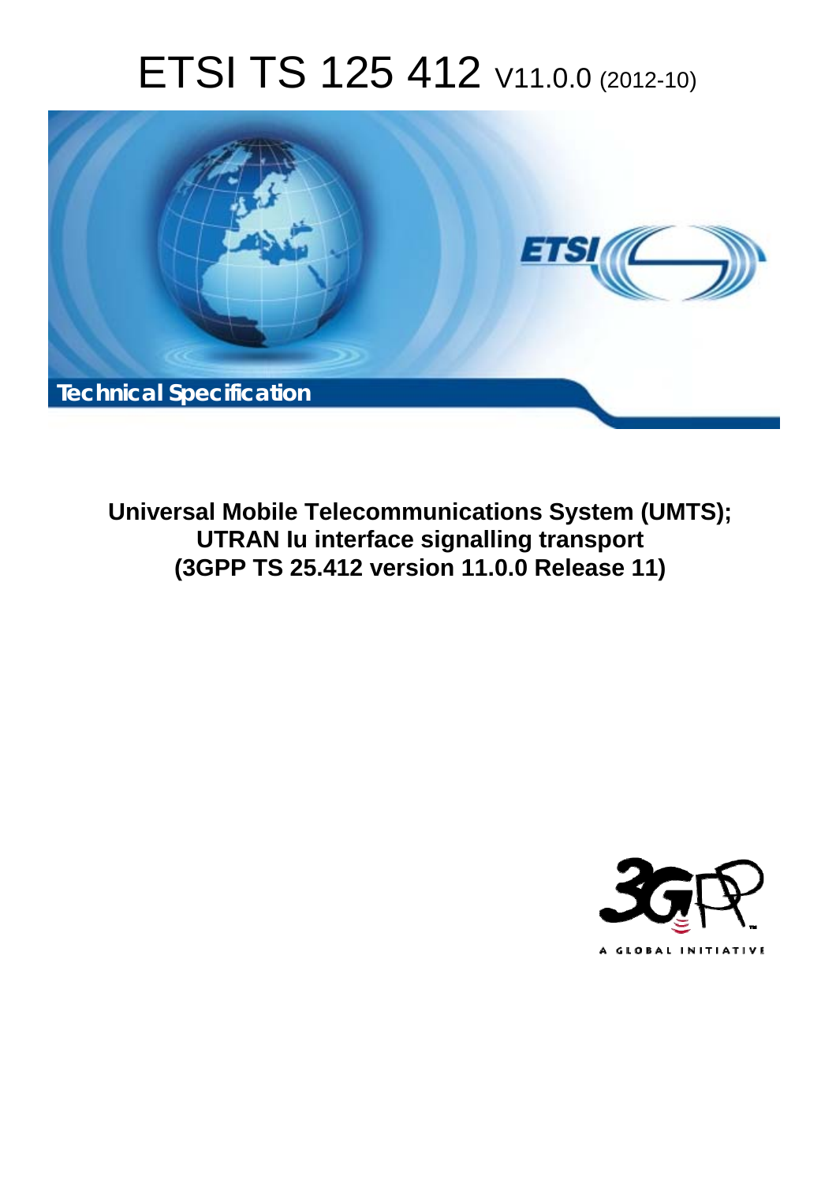# ETSI TS 125 412 V11.0.0 (2012-10)

**Technical Specification**

**Universal Mobile Telecommunications System (UMTS);**
**UTRAN Iu interface signalling transport**
**(3GPP TS 25.412 version 11.0.0 Release 11)**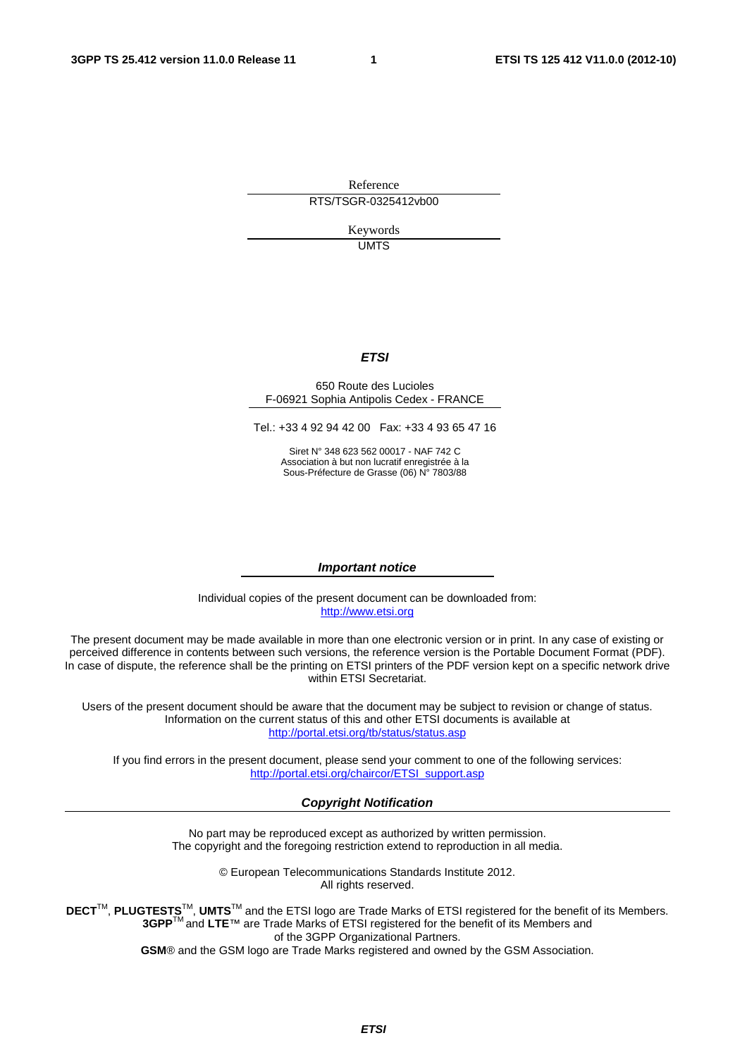Reference

RTS/TSGR-0325412vb00

Keywords

UMTS

***ETSI***

650 Route des Lucioles
F-06921 Sophia Antipolis Cedex - FRANCE

Tel.: +33 4 92 94 42 00 Fax: +33 4 93 65 47 16

Siret N° 348 623 562 00017 - NAF 742 C
Association à but non lucratif enregistrée à la
Sous-Préfecture de Grasse (06) N° 7803/88

***Important notice***

Individual copies of the present document can be downloaded from:
http://www.etsi.org

The present document may be made available in more than one electronic version or in print. In any case of existing or perceived difference in contents between such versions, the reference version is the Portable Document Format (PDF). In case of dispute, the reference shall be the printing on ETSI printers of the PDF version kept on a specific network drive within ETSI Secretariat.

Users of the present document should be aware that the document may be subject to revision or change of status. Information on the current status of this and other ETSI documents is available at
http://portal.etsi.org/tb/status/status.asp

If you find errors in the present document, please send your comment to one of the following services:
http://portal.etsi.org/chaircor/ETSI_support.asp

***Copyright Notification***

No part may be reproduced except as authorized by written permission.
The copyright and the foregoing restriction extend to reproduction in all media.

© European Telecommunications Standards Institute 2012.
All rights reserved.

**DECT**™, **PLUGTESTS**™, **UMTS**™ and the ETSI logo are Trade Marks of ETSI registered for the benefit of its Members.
**3GPP**™ and **LTE**™ are Trade Marks of ETSI registered for the benefit of its Members and
of the 3GPP Organizational Partners.
**GSM**® and the GSM logo are Trade Marks registered and owned by the GSM Association.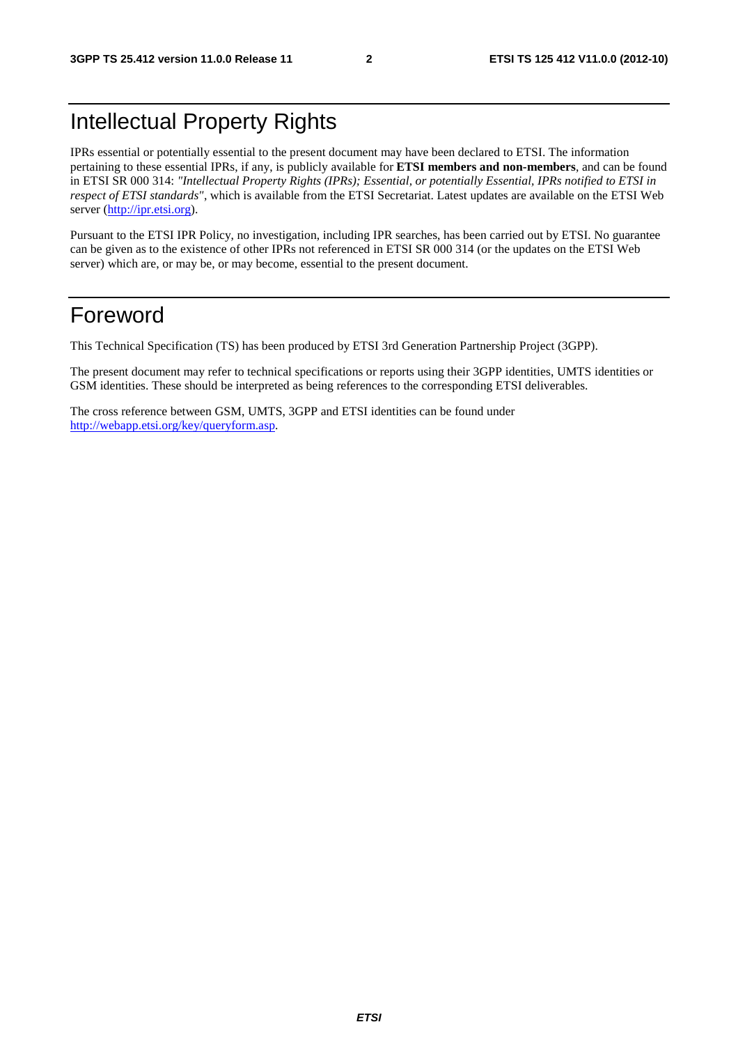# Intellectual Property Rights

IPRs essential or potentially essential to the present document may have been declared to ETSI. The information pertaining to these essential IPRs, if any, is publicly available for **ETSI members and non-members**, and can be found in ETSI SR 000 314: *"Intellectual Property Rights (IPRs); Essential, or potentially Essential, IPRs notified to ETSI in respect of ETSI standards"*, which is available from the ETSI Secretariat. Latest updates are available on the ETSI Web server (http://ipr.etsi.org).

Pursuant to the ETSI IPR Policy, no investigation, including IPR searches, has been carried out by ETSI. No guarantee can be given as to the existence of other IPRs not referenced in ETSI SR 000 314 (or the updates on the ETSI Web server) which are, or may be, or may become, essential to the present document.

# Foreword

This Technical Specification (TS) has been produced by ETSI 3rd Generation Partnership Project (3GPP).

The present document may refer to technical specifications or reports using their 3GPP identities, UMTS identities or GSM identities. These should be interpreted as being references to the corresponding ETSI deliverables.

The cross reference between GSM, UMTS, 3GPP and ETSI identities can be found under http://webapp.etsi.org/key/queryform.asp.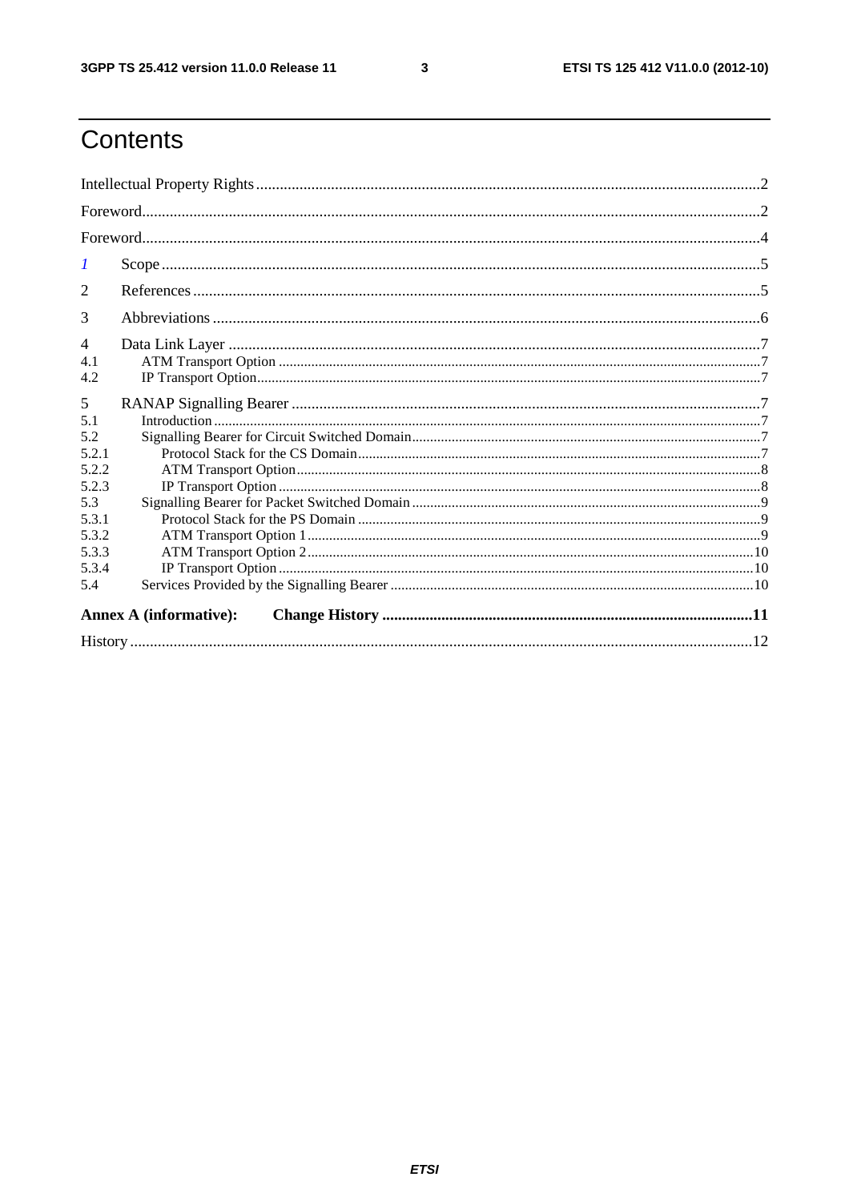# Contents

Intellectual Property Rights ..... 2

Foreword ..... 2

Foreword ..... 4

1 Scope ..... 5

2 References ..... 5

3 Abbreviations ..... 6

4 Data Link Layer ..... 7

4.1 ATM Transport Option ..... 7

4.2 IP Transport Option ..... 7

5 RANAP Signalling Bearer ..... 7

5.1 Introduction ..... 7

5.2 Signalling Bearer for Circuit Switched Domain ..... 7

5.2.1 Protocol Stack for the CS Domain ..... 7

5.2.2 ATM Transport Option ..... 8

5.2.3 IP Transport Option ..... 8

5.3 Signalling Bearer for Packet Switched Domain ..... 9

5.3.1 Protocol Stack for the PS Domain ..... 9

5.3.2 ATM Transport Option 1 ..... 9

5.3.3 ATM Transport Option 2 ..... 10

5.3.4 IP Transport Option ..... 10

5.4 Services Provided by the Signalling Bearer ..... 10

**Annex A (informative): Change History ..... 11**

History ..... 12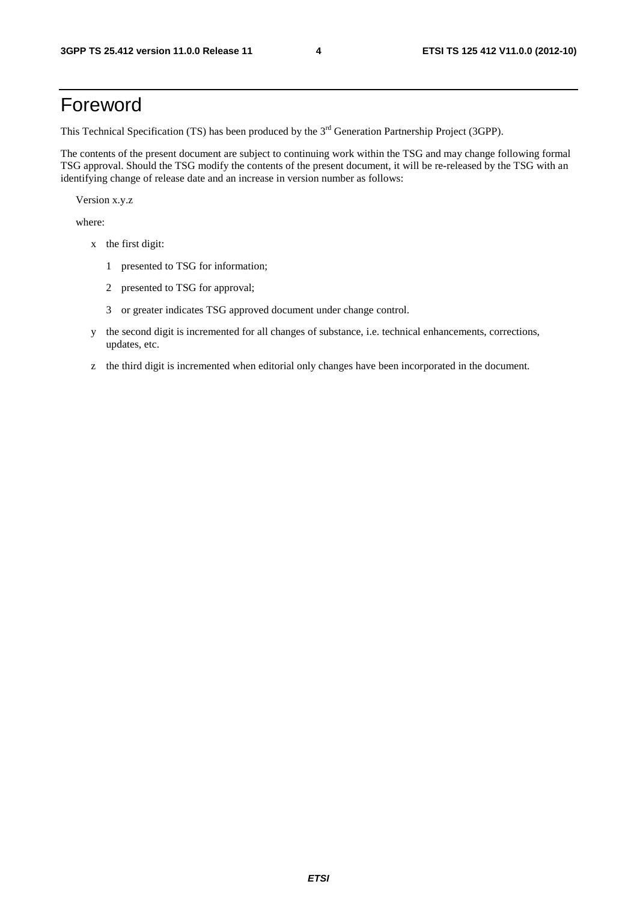# Foreword

This Technical Specification (TS) has been produced by the 3rd Generation Partnership Project (3GPP).

The contents of the present document are subject to continuing work within the TSG and may change following formal TSG approval. Should the TSG modify the contents of the present document, it will be re-released by the TSG with an identifying change of release date and an increase in version number as follows:

Version x.y.z

where:

- x the first digit:
  - 1 presented to TSG for information;
  - 2 presented to TSG for approval;
  - 3 or greater indicates TSG approved document under change control.
- y the second digit is incremented for all changes of substance, i.e. technical enhancements, corrections, updates, etc.
- z the third digit is incremented when editorial only changes have been incorporated in the document.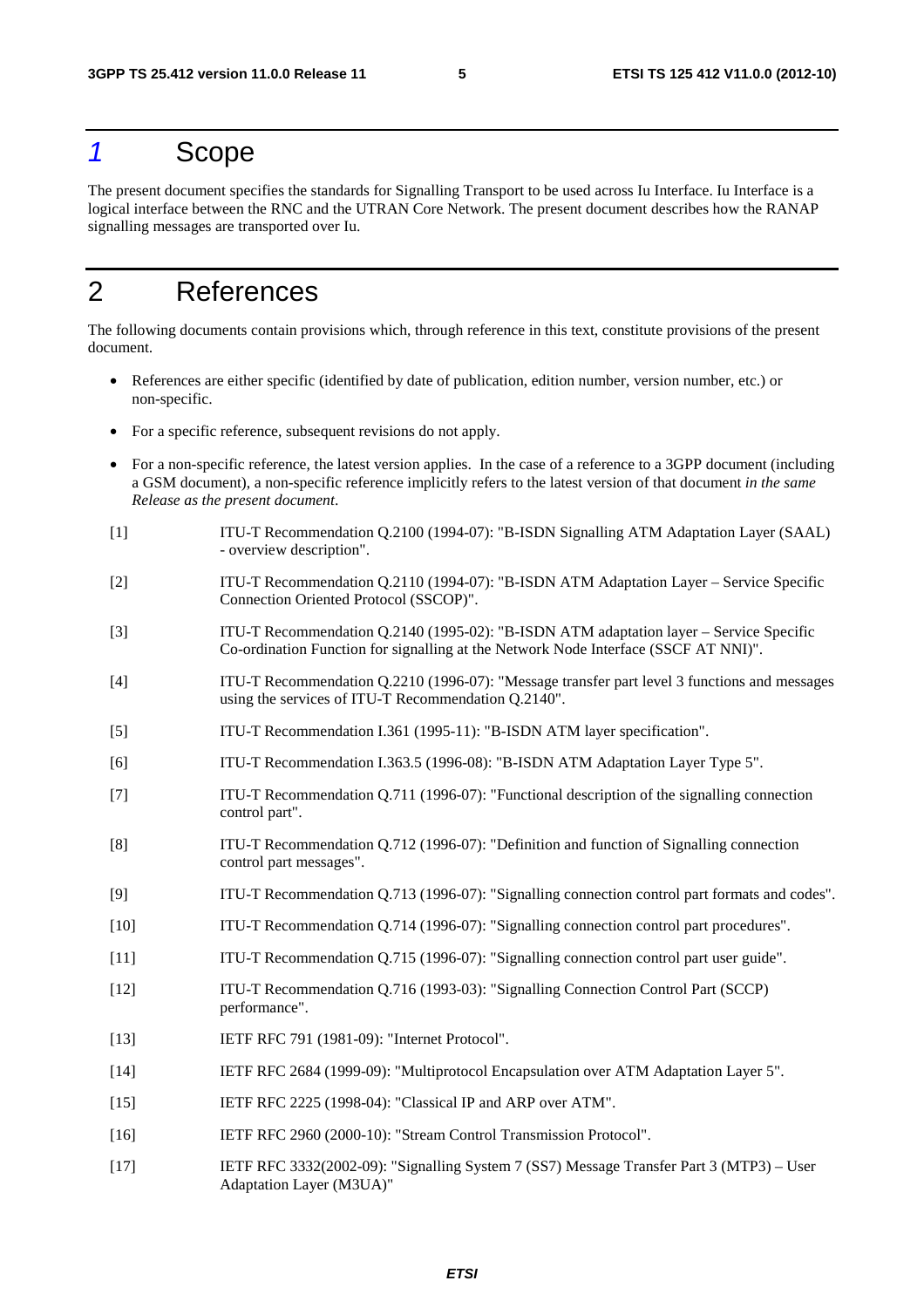# 1 Scope

The present document specifies the standards for Signalling Transport to be used across Iu Interface. Iu Interface is a logical interface between the RNC and the UTRAN Core Network. The present document describes how the RANAP signalling messages are transported over Iu.

# 2 References

The following documents contain provisions which, through reference in this text, constitute provisions of the present document.

- References are either specific (identified by date of publication, edition number, version number, etc.) or non-specific.
- For a specific reference, subsequent revisions do not apply.
- For a non-specific reference, the latest version applies. In the case of a reference to a 3GPP document (including a GSM document), a non-specific reference implicitly refers to the latest version of that document *in the same Release as the present document*.

[1] ITU-T Recommendation Q.2100 (1994-07): "B-ISDN Signalling ATM Adaptation Layer (SAAL) - overview description".

[2] ITU-T Recommendation Q.2110 (1994-07): "B-ISDN ATM Adaptation Layer – Service Specific Connection Oriented Protocol (SSCOP)".

[3] ITU-T Recommendation Q.2140 (1995-02): "B-ISDN ATM adaptation layer – Service Specific Co-ordination Function for signalling at the Network Node Interface (SSCF AT NNI)".

[4] ITU-T Recommendation Q.2210 (1996-07): "Message transfer part level 3 functions and messages using the services of ITU-T Recommendation Q.2140".

[5] ITU-T Recommendation I.361 (1995-11): "B-ISDN ATM layer specification".

[6] ITU-T Recommendation I.363.5 (1996-08): "B-ISDN ATM Adaptation Layer Type 5".

[7] ITU-T Recommendation Q.711 (1996-07): "Functional description of the signalling connection control part".

[8] ITU-T Recommendation Q.712 (1996-07): "Definition and function of Signalling connection control part messages".

[9] ITU-T Recommendation Q.713 (1996-07): "Signalling connection control part formats and codes".

[10] ITU-T Recommendation Q.714 (1996-07): "Signalling connection control part procedures".

[11] ITU-T Recommendation Q.715 (1996-07): "Signalling connection control part user guide".

[12] ITU-T Recommendation Q.716 (1993-03): "Signalling Connection Control Part (SCCP) performance".

[13] IETF RFC 791 (1981-09): "Internet Protocol".

[14] IETF RFC 2684 (1999-09): "Multiprotocol Encapsulation over ATM Adaptation Layer 5".

[15] IETF RFC 2225 (1998-04): "Classical IP and ARP over ATM".

[16] IETF RFC 2960 (2000-10): "Stream Control Transmission Protocol".

[17] IETF RFC 3332(2002-09): "Signalling System 7 (SS7) Message Transfer Part 3 (MTP3) – User Adaptation Layer (M3UA)"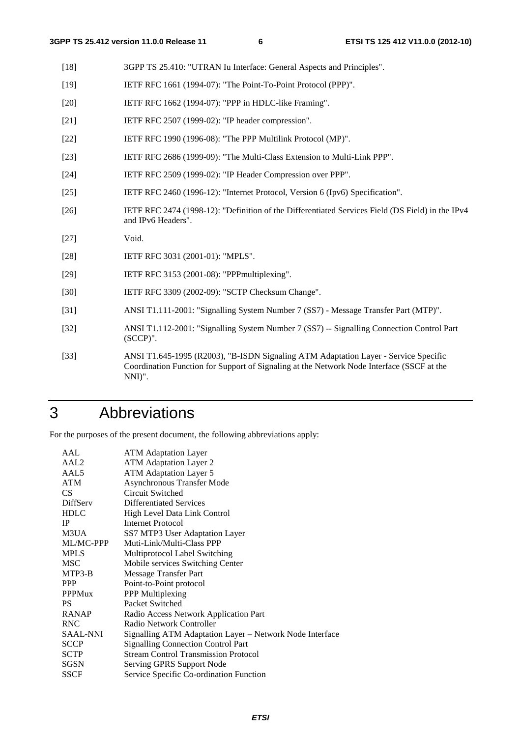[18] 3GPP TS 25.410: "UTRAN Iu Interface: General Aspects and Principles".

[19] IETF RFC 1661 (1994-07): "The Point-To-Point Protocol (PPP)".

[20] IETF RFC 1662 (1994-07): "PPP in HDLC-like Framing".

[21] IETF RFC 2507 (1999-02): "IP header compression".

[22] IETF RFC 1990 (1996-08): "The PPP Multilink Protocol (MP)".

[23] IETF RFC 2686 (1999-09): "The Multi-Class Extension to Multi-Link PPP".

[24] IETF RFC 2509 (1999-02): "IP Header Compression over PPP".

[25] IETF RFC 2460 (1996-12): "Internet Protocol, Version 6 (Ipv6) Specification".

[26] IETF RFC 2474 (1998-12): "Definition of the Differentiated Services Field (DS Field) in the IPv4 and IPv6 Headers".

[27] Void.

[28] IETF RFC 3031 (2001-01): "MPLS".

[29] IETF RFC 3153 (2001-08): "PPPmultiplexing".

[30] IETF RFC 3309 (2002-09): "SCTP Checksum Change".

[31] ANSI T1.111-2001: "Signalling System Number 7 (SS7) - Message Transfer Part (MTP)".

[32] ANSI T1.112-2001: "Signalling System Number 7 (SS7) -- Signalling Connection Control Part (SCCP)".

[33] ANSI T1.645-1995 (R2003), "B-ISDN Signaling ATM Adaptation Layer - Service Specific Coordination Function for Support of Signaling at the Network Node Interface (SSCF at the NNI)".

# 3 Abbreviations

For the purposes of the present document, the following abbreviations apply:

AAL ATM Adaptation Layer
AAL2 ATM Adaptation Layer 2
AAL5 ATM Adaptation Layer 5
ATM Asynchronous Transfer Mode
CS Circuit Switched
DiffServ Differentiated Services
HDLC High Level Data Link Control
IP Internet Protocol
M3UA SS7 MTP3 User Adaptation Layer
ML/MC-PPP Muti-Link/Multi-Class PPP
MPLS Multiprotocol Label Switching
MSC Mobile services Switching Center
MTP3-B Message Transfer Part
PPP Point-to-Point protocol
PPPMux PPP Multiplexing
PS Packet Switched
RANAP Radio Access Network Application Part
RNC Radio Network Controller
SAAL-NNI Signalling ATM Adaptation Layer – Network Node Interface
SCCP Signalling Connection Control Part
SCTP Stream Control Transmission Protocol
SGSN Serving GPRS Support Node
SSCF Service Specific Co-ordination Function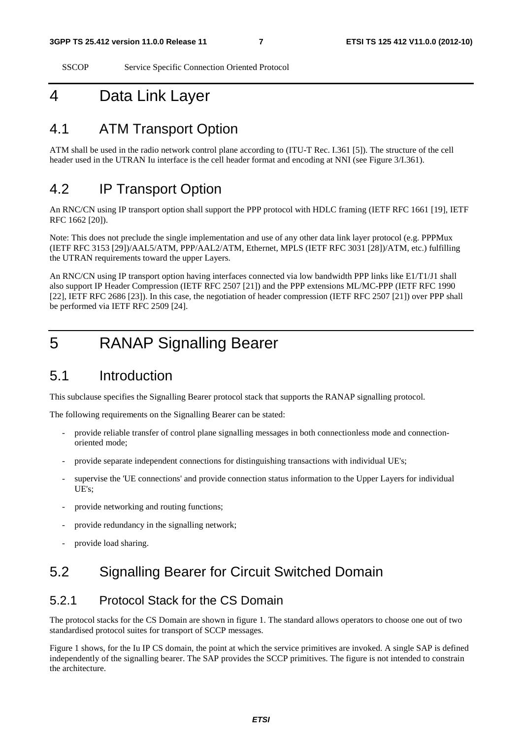SSCOP Service Specific Connection Oriented Protocol

# 4 Data Link Layer

## 4.1 ATM Transport Option

ATM shall be used in the radio network control plane according to (ITU-T Rec. I.361 [5]). The structure of the cell header used in the UTRAN Iu interface is the cell header format and encoding at NNI (see Figure 3/I.361).

## 4.2 IP Transport Option

An RNC/CN using IP transport option shall support the PPP protocol with HDLC framing (IETF RFC 1661 [19], IETF RFC 1662 [20]).

Note: This does not preclude the single implementation and use of any other data link layer protocol (e.g. PPPMux (IETF RFC 3153 [29])/AAL5/ATM, PPP/AAL2/ATM, Ethernet, MPLS (IETF RFC 3031 [28])/ATM, etc.) fulfilling the UTRAN requirements toward the upper Layers.

An RNC/CN using IP transport option having interfaces connected via low bandwidth PPP links like E1/T1/J1 shall also support IP Header Compression (IETF RFC 2507 [21]) and the PPP extensions ML/MC-PPP (IETF RFC 1990 [22], IETF RFC 2686 [23]). In this case, the negotiation of header compression (IETF RFC 2507 [21]) over PPP shall be performed via IETF RFC 2509 [24].

# 5 RANAP Signalling Bearer

## 5.1 Introduction

This subclause specifies the Signalling Bearer protocol stack that supports the RANAP signalling protocol.

The following requirements on the Signalling Bearer can be stated:

- provide reliable transfer of control plane signalling messages in both connectionless mode and connection-oriented mode;
- provide separate independent connections for distinguishing transactions with individual UE's;
- supervise the 'UE connections' and provide connection status information to the Upper Layers for individual UE's;
- provide networking and routing functions;
- provide redundancy in the signalling network;
- provide load sharing.

## 5.2 Signalling Bearer for Circuit Switched Domain

### 5.2.1 Protocol Stack for the CS Domain

The protocol stacks for the CS Domain are shown in figure 1. The standard allows operators to choose one out of two standardised protocol suites for transport of SCCP messages.

Figure 1 shows, for the Iu IP CS domain, the point at which the service primitives are invoked. A single SAP is defined independently of the signalling bearer. The SAP provides the SCCP primitives. The figure is not intended to constrain the architecture.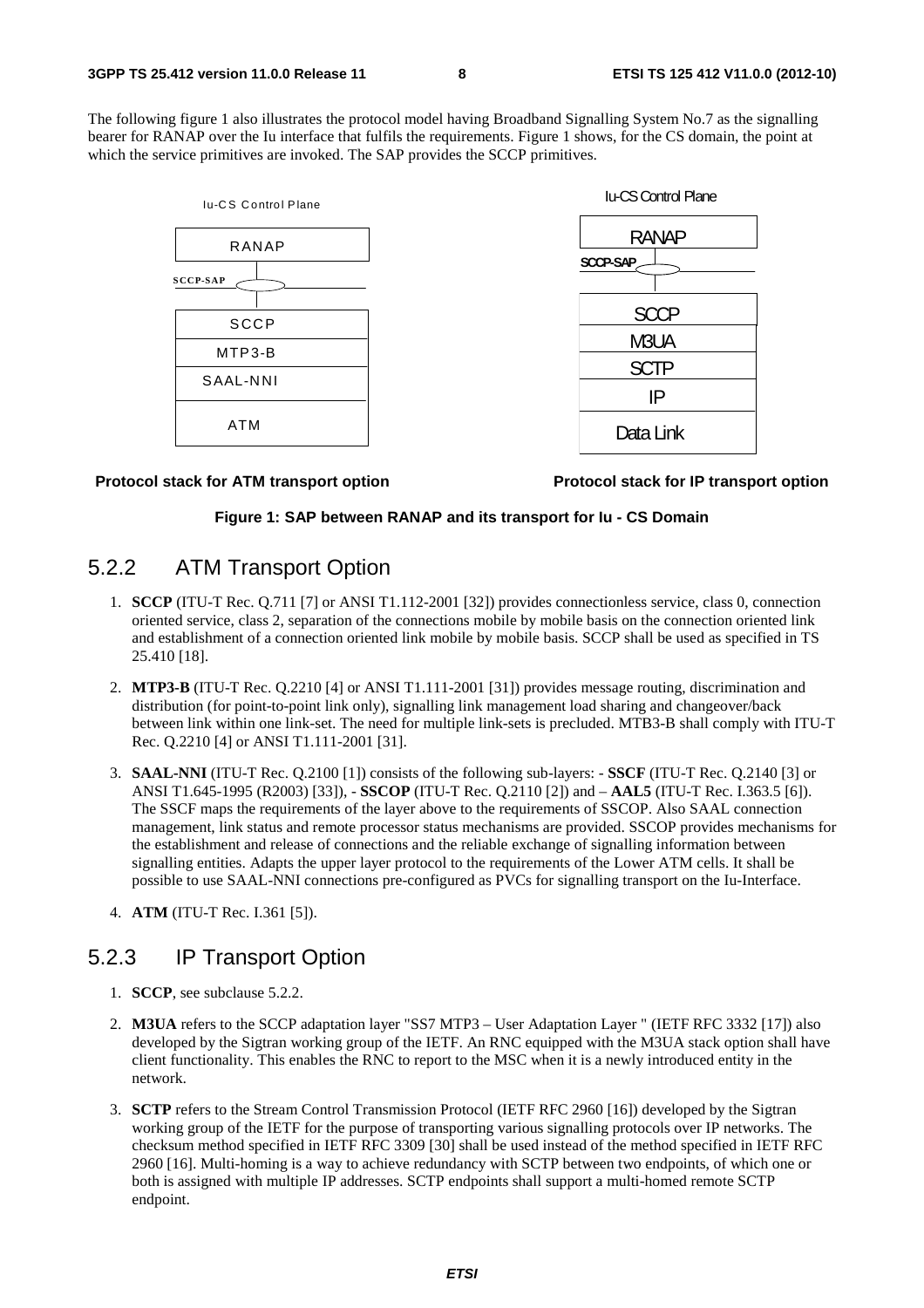The following figure 1 also illustrates the protocol model having Broadband Signalling System No.7 as the signalling bearer for RANAP over the Iu interface that fulfils the requirements. Figure 1 shows, for the CS domain, the point at which the service primitives are invoked. The SAP provides the SCCP primitives.

| Iu-CS Control Plane |
| --- |
| RANAP |
| SCCP-SAP |
| SCCP |
| MTP3-B |
| SAAL-NNI |
| ATM |

**Protocol stack for ATM transport option**

| Iu-CS Control Plane |
| --- |
| RANAP |
| SCCP-SAP |
| SCCP |
| M3UA |
| SCTP |
| IP |
| Data Link |

**Protocol stack for IP transport option**

**Figure 1: SAP between RANAP and its transport for Iu - CS Domain**

### 5.2.2 ATM Transport Option

1. **SCCP** (ITU-T Rec. Q.711 [7] or ANSI T1.112-2001 [32]) provides connectionless service, class 0, connection oriented service, class 2, separation of the connections mobile by mobile basis on the connection oriented link and establishment of a connection oriented link mobile by mobile basis. SCCP shall be used as specified in TS 25.410 [18].

2. **MTP3-B** (ITU-T Rec. Q.2210 [4] or ANSI T1.111-2001 [31]) provides message routing, discrimination and distribution (for point-to-point link only), signalling link management load sharing and changeover/back between link within one link-set. The need for multiple link-sets is precluded. MTB3-B shall comply with ITU-T Rec. Q.2210 [4] or ANSI T1.111-2001 [31].

3. **SAAL-NNI** (ITU-T Rec. Q.2100 [1]) consists of the following sub-layers: - **SSCF** (ITU-T Rec. Q.2140 [3] or ANSI T1.645-1995 (R2003) [33]), - **SSCOP** (ITU-T Rec. Q.2110 [2]) and – **AAL5** (ITU-T Rec. I.363.5 [6]). The SSCF maps the requirements of the layer above to the requirements of SSCOP. Also SAAL connection management, link status and remote processor status mechanisms are provided. SSCOP provides mechanisms for the establishment and release of connections and the reliable exchange of signalling information between signalling entities. Adapts the upper layer protocol to the requirements of the Lower ATM cells. It shall be possible to use SAAL-NNI connections pre-configured as PVCs for signalling transport on the Iu-Interface.

4. **ATM** (ITU-T Rec. I.361 [5]).

### 5.2.3 IP Transport Option

1. **SCCP**, see subclause 5.2.2.

2. **M3UA** refers to the SCCP adaptation layer "SS7 MTP3 – User Adaptation Layer " (IETF RFC 3332 [17]) also developed by the Sigtran working group of the IETF. An RNC equipped with the M3UA stack option shall have client functionality. This enables the RNC to report to the MSC when it is a newly introduced entity in the network.

3. **SCTP** refers to the Stream Control Transmission Protocol (IETF RFC 2960 [16]) developed by the Sigtran working group of the IETF for the purpose of transporting various signalling protocols over IP networks. The checksum method specified in IETF RFC 3309 [30] shall be used instead of the method specified in IETF RFC 2960 [16]. Multi-homing is a way to achieve redundancy with SCTP between two endpoints, of which one or both is assigned with multiple IP addresses. SCTP endpoints shall support a multi-homed remote SCTP endpoint.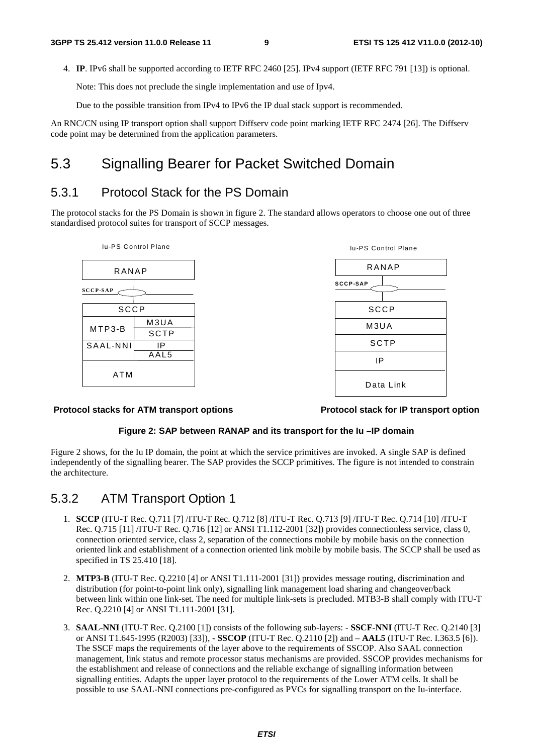4. **IP**. IPv6 shall be supported according to IETF RFC 2460 [25]. IPv4 support (IETF RFC 791 [13]) is optional.

   Note: This does not preclude the single implementation and use of Ipv4.

   Due to the possible transition from IPv4 to IPv6 the IP dual stack support is recommended.

An RNC/CN using IP transport option shall support Diffserv code point marking IETF RFC 2474 [26]. The Diffserv code point may be determined from the application parameters.

# 5.3 Signalling Bearer for Packet Switched Domain

## 5.3.1 Protocol Stack for the PS Domain

The protocol stacks for the PS Domain is shown in figure 2. The standard allows operators to choose one out of three standardised protocol suites for transport of SCCP messages.

Iu-PS Control Plane

| RANAP | |
|---|---|
| SCCP-SAP | |
| SCCP | |
| MTP3-B | M3UA |
| | SCTP |
| SAAL-NNI | IP |
| | AAL5 |
| ATM | |

**Protocol stacks for ATM transport options**

Iu-PS Control Plane

| RANAP |
|---|
| SCCP-SAP |
| SCCP |
| M3UA |
| SCTP |
| IP |
| Data Link |

**Protocol stack for IP transport option**

**Figure 2: SAP between RANAP and its transport for the Iu –IP domain**

Figure 2 shows, for the Iu IP domain, the point at which the service primitives are invoked. A single SAP is defined independently of the signalling bearer. The SAP provides the SCCP primitives. The figure is not intended to constrain the architecture.

## 5.3.2 ATM Transport Option 1

1. **SCCP** (ITU-T Rec. Q.711 [7] /ITU-T Rec. Q.712 [8] /ITU-T Rec. Q.713 [9] /ITU-T Rec. Q.714 [10] /ITU-T Rec. Q.715 [11] /ITU-T Rec. Q.716 [12] or ANSI T1.112-2001 [32]) provides connectionless service, class 0, connection oriented service, class 2, separation of the connections mobile by mobile basis on the connection oriented link and establishment of a connection oriented link mobile by mobile basis. The SCCP shall be used as specified in TS 25.410 [18].

2. **MTP3-B** (ITU-T Rec. Q.2210 [4] or ANSI T1.111-2001 [31]) provides message routing, discrimination and distribution (for point-to-point link only), signalling link management load sharing and changeover/back between link within one link-set. The need for multiple link-sets is precluded. MTB3-B shall comply with ITU-T Rec. Q.2210 [4] or ANSI T1.111-2001 [31].

3. **SAAL-NNI** (ITU-T Rec. Q.2100 [1]) consists of the following sub-layers: - **SSCF-NNI** (ITU-T Rec. Q.2140 [3] or ANSI T1.645-1995 (R2003) [33]), - **SSCOP** (ITU-T Rec. Q.2110 [2]) and – **AAL5** (ITU-T Rec. I.363.5 [6]). The SSCF maps the requirements of the layer above to the requirements of SSCOP. Also SAAL connection management, link status and remote processor status mechanisms are provided. SSCOP provides mechanisms for the establishment and release of connections and the reliable exchange of signalling information between signalling entities. Adapts the upper layer protocol to the requirements of the Lower ATM cells. It shall be possible to use SAAL-NNI connections pre-configured as PVCs for signalling transport on the Iu-interface.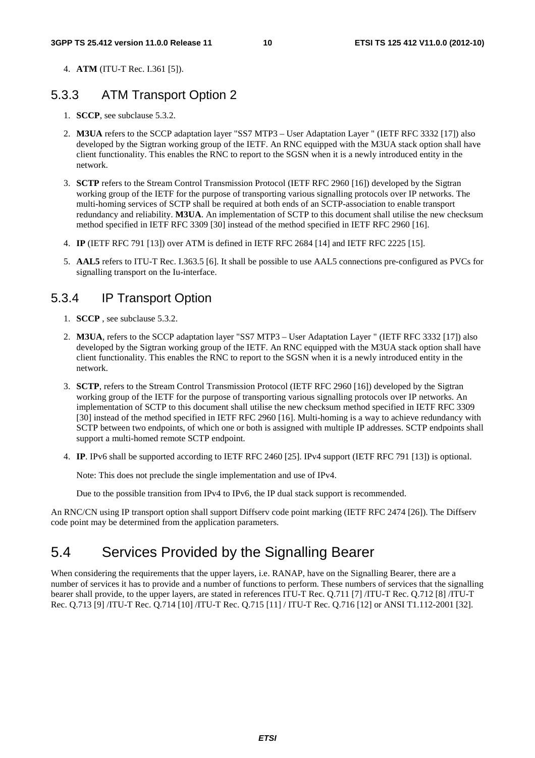4. **ATM** (ITU-T Rec. I.361 [5]).

### 5.3.3 ATM Transport Option 2

1. **SCCP**, see subclause 5.3.2.

2. **M3UA** refers to the SCCP adaptation layer "SS7 MTP3 – User Adaptation Layer " (IETF RFC 3332 [17]) also developed by the Sigtran working group of the IETF. An RNC equipped with the M3UA stack option shall have client functionality. This enables the RNC to report to the SGSN when it is a newly introduced entity in the network.

3. **SCTP** refers to the Stream Control Transmission Protocol (IETF RFC 2960 [16]) developed by the Sigtran working group of the IETF for the purpose of transporting various signalling protocols over IP networks. The multi-homing services of SCTP shall be required at both ends of an SCTP-association to enable transport redundancy and reliability. **M3UA**. An implementation of SCTP to this document shall utilise the new checksum method specified in IETF RFC 3309 [30] instead of the method specified in IETF RFC 2960 [16].

4. **IP** (IETF RFC 791 [13]) over ATM is defined in IETF RFC 2684 [14] and IETF RFC 2225 [15].

5. **AAL5** refers to ITU-T Rec. I.363.5 [6]. It shall be possible to use AAL5 connections pre-configured as PVCs for signalling transport on the Iu-interface.

### 5.3.4 IP Transport Option

1. **SCCP** , see subclause 5.3.2.

2. **M3UA**, refers to the SCCP adaptation layer "SS7 MTP3 – User Adaptation Layer " (IETF RFC 3332 [17]) also developed by the Sigtran working group of the IETF. An RNC equipped with the M3UA stack option shall have client functionality. This enables the RNC to report to the SGSN when it is a newly introduced entity in the network.

3. **SCTP**, refers to the Stream Control Transmission Protocol (IETF RFC 2960 [16]) developed by the Sigtran working group of the IETF for the purpose of transporting various signalling protocols over IP networks. An implementation of SCTP to this document shall utilise the new checksum method specified in IETF RFC 3309 [30] instead of the method specified in IETF RFC 2960 [16]. Multi-homing is a way to achieve redundancy with SCTP between two endpoints, of which one or both is assigned with multiple IP addresses. SCTP endpoints shall support a multi-homed remote SCTP endpoint.

4. **IP**. IPv6 shall be supported according to IETF RFC 2460 [25]. IPv4 support (IETF RFC 791 [13]) is optional.

   Note: This does not preclude the single implementation and use of IPv4.

   Due to the possible transition from IPv4 to IPv6, the IP dual stack support is recommended.

An RNC/CN using IP transport option shall support Diffserv code point marking (IETF RFC 2474 [26]). The Diffserv code point may be determined from the application parameters.

## 5.4 Services Provided by the Signalling Bearer

When considering the requirements that the upper layers, i.e. RANAP, have on the Signalling Bearer, there are a number of services it has to provide and a number of functions to perform. These numbers of services that the signalling bearer shall provide, to the upper layers, are stated in references ITU-T Rec. Q.711 [7] /ITU-T Rec. Q.712 [8] /ITU-T Rec. Q.713 [9] /ITU-T Rec. Q.714 [10] /ITU-T Rec. Q.715 [11] / ITU-T Rec. Q.716 [12] or ANSI T1.112-2001 [32].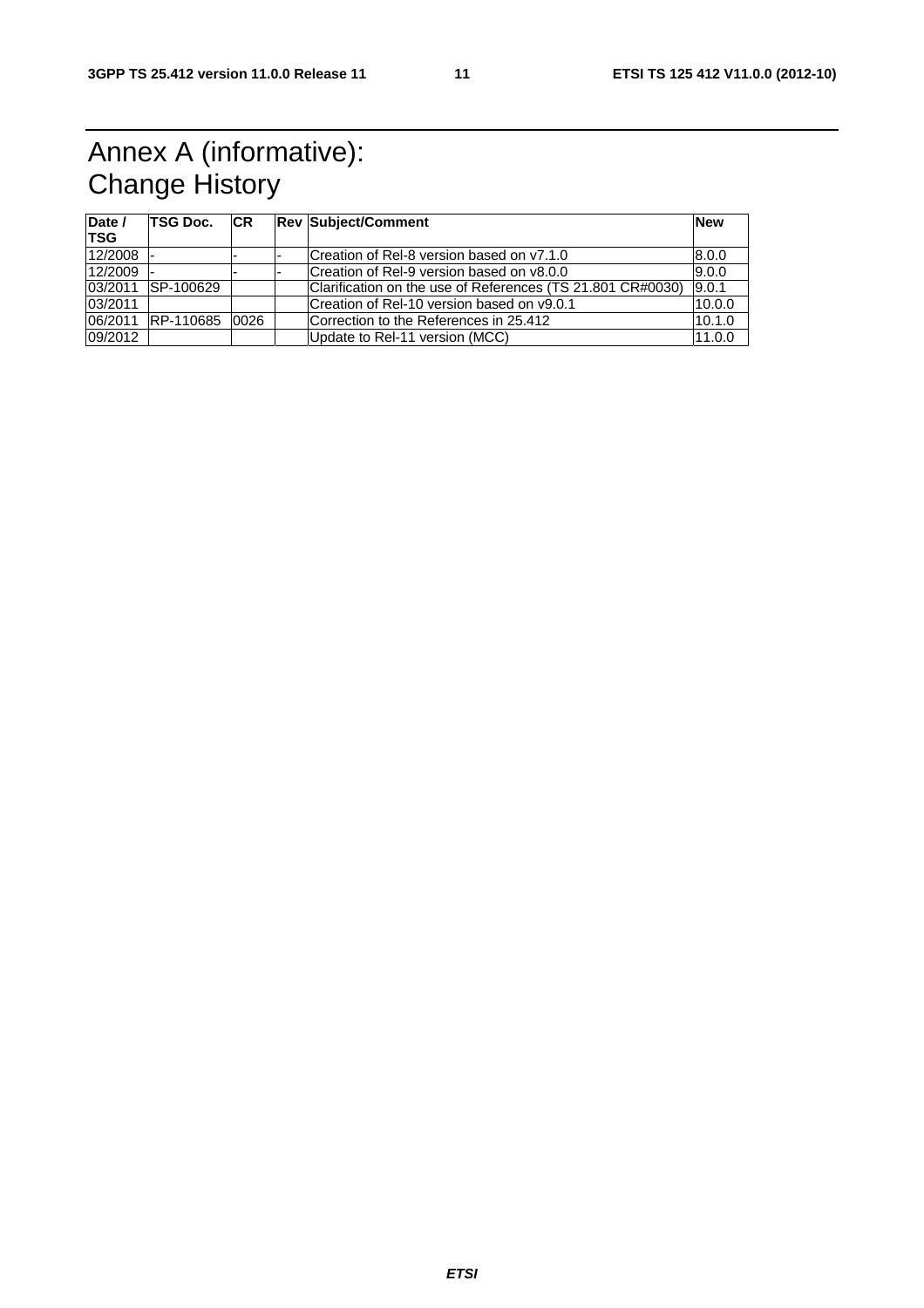# Annex A (informative): Change History

| Date / TSG | TSG Doc. | CR | Rev | Subject/Comment | New |
|---|---|---|---|---|---|
| 12/2008 | - | - | - | Creation of Rel-8 version based on v7.1.0 | 8.0.0 |
| 12/2009 | - | - | - | Creation of Rel-9 version based on v8.0.0 | 9.0.0 |
| 03/2011 | SP-100629 | | | Clarification on the use of References (TS 21.801 CR#0030) | 9.0.1 |
| 03/2011 | | | | Creation of Rel-10 version based on v9.0.1 | 10.0.0 |
| 06/2011 | RP-110685 | 0026 | | Correction to the References in 25.412 | 10.1.0 |
| 09/2012 | | | | Update to Rel-11 version (MCC) | 11.0.0 |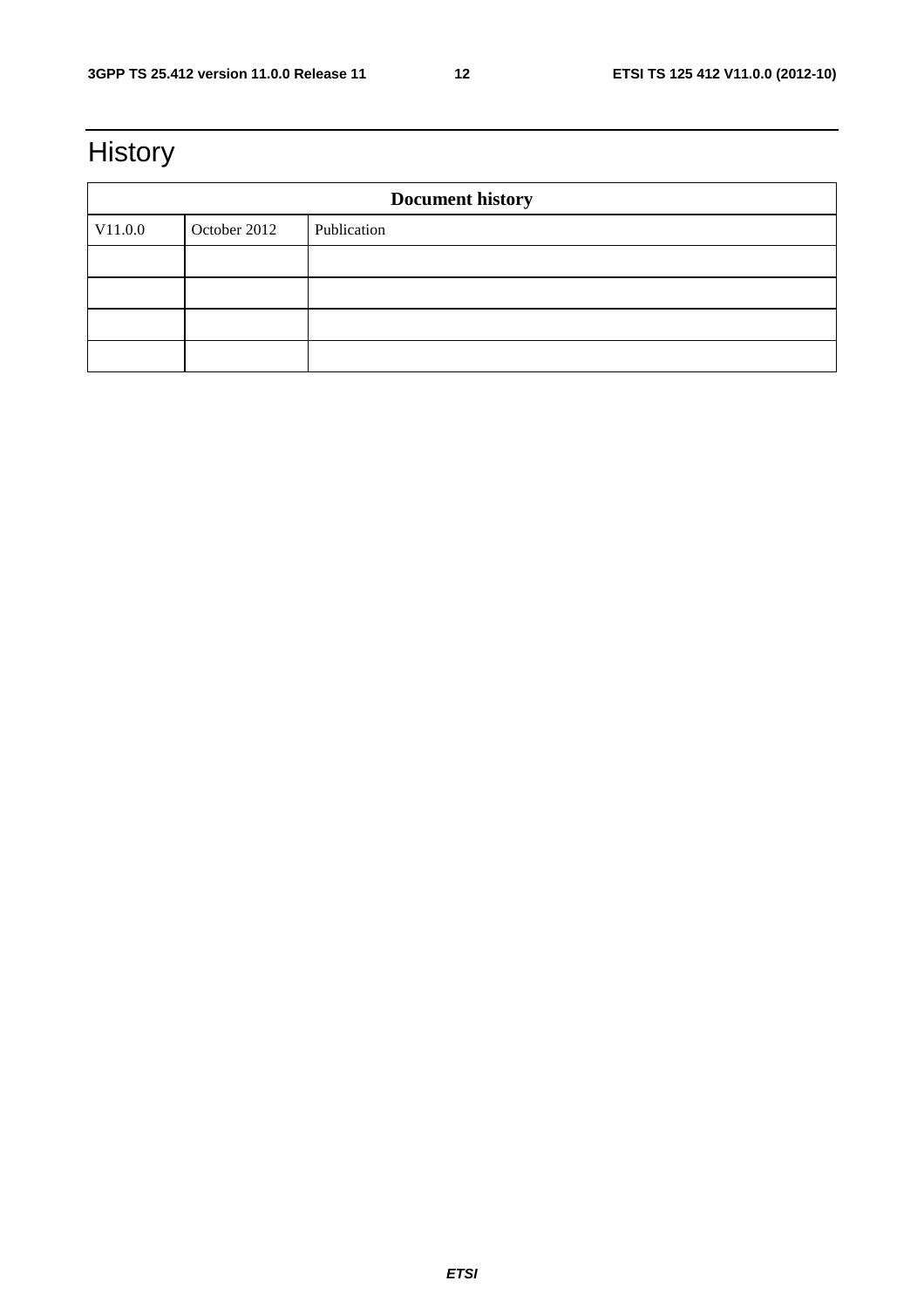# History

| Document history | | |
|---|---|---|
| V11.0.0 | October 2012 | Publication |
| | | |
| | | |
| | | |
| | | |